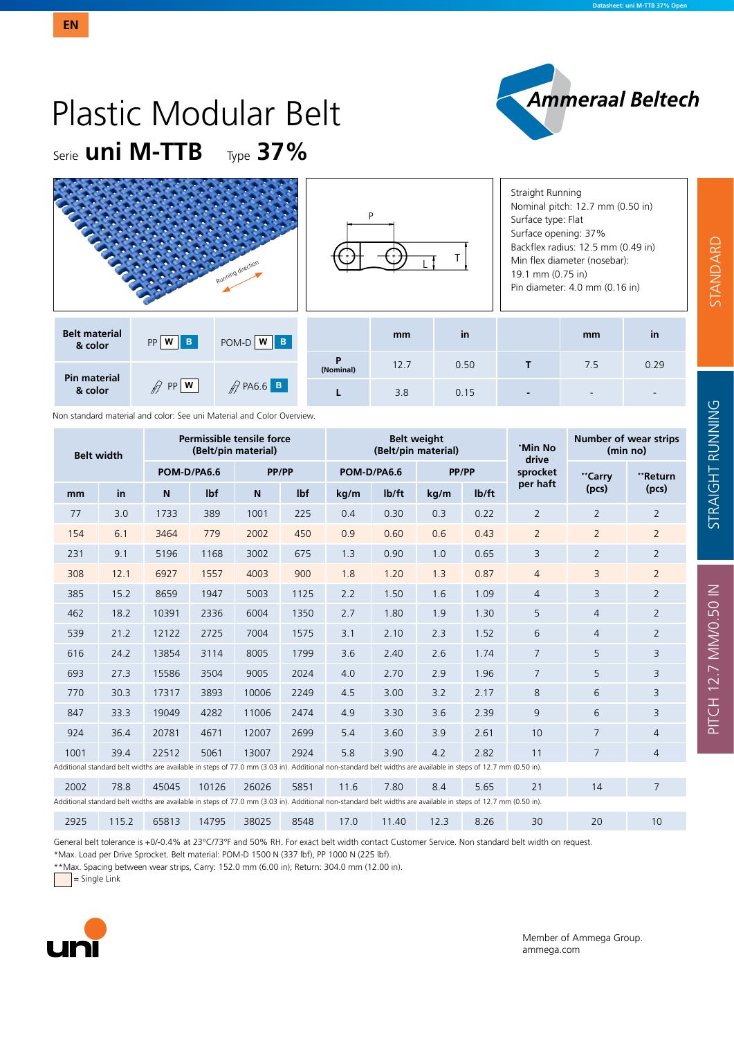EN

# Plastic Modular Belt

Serie **uni M-TTB** Type **37%**

Ammeraal Beltech

Straight Running
Nominal pitch: 12.7 mm (0.50 in)
Surface type: Flat
Surface opening: 37%
Backflex radius: 12.5 mm (0.49 in)
Min flex diameter (nosebar):
19.1 mm (0.75 in)
Pin diameter: 4.0 mm (0.16 in)

STANDARD | STRAIGHT RUNNING | PITCH 12.7 MM/0.50 IN

| Belt material & color | PP W B | POM-D W B |
|---|---|---|
| **Pin material & color** | PP W | PA6.6 B |

| | mm | in | | mm | in |
|---|---|---|---|---|---|
| **P** (Nominal) | 12.7 | 0.50 | **T** | 7.5 | 0.29 |
| **L** | 3.8 | 0.15 | - | - | - |

Non standard material and color: See uni Material and Color Overview.

| Belt width | | Permissible tensile force (Belt/pin material) | | | | Belt weight (Belt/pin material) | | | | *Min No drive sprocket per haft | Number of wear strips (min no) | |
|---|---|---|---|---|---|---|---|---|---|---|---|---|
| | | POM-D/PA6.6 | | PP/PP | | POM-D/PA6.6 | | PP/PP | | | **Carry (pcs) | **Return (pcs) |
| mm | in | N | lbf | N | lbf | kg/m | lb/ft | kg/m | lb/ft | | | |
| 77 | 3.0 | 1733 | 389 | 1001 | 225 | 0.4 | 0.30 | 0.3 | 0.22 | 2 | 2 | 2 |
| 154 | 6.1 | 3464 | 779 | 2002 | 450 | 0.9 | 0.60 | 0.6 | 0.43 | 2 | 2 | 2 |
| 231 | 9.1 | 5196 | 1168 | 3002 | 675 | 1.3 | 0.90 | 1.0 | 0.65 | 3 | 2 | 2 |
| 308 | 12.1 | 6927 | 1557 | 4003 | 900 | 1.8 | 1.20 | 1.3 | 0.87 | 4 | 3 | 2 |
| 385 | 15.2 | 8659 | 1947 | 5003 | 1125 | 2.2 | 1.50 | 1.6 | 1.09 | 4 | 3 | 2 |
| 462 | 18.2 | 10391 | 2336 | 6004 | 1350 | 2.7 | 1.80 | 1.9 | 1.30 | 5 | 4 | 2 |
| 539 | 21.2 | 12122 | 2725 | 7004 | 1575 | 3.1 | 2.10 | 2.3 | 1.52 | 6 | 4 | 2 |
| 616 | 24.2 | 13854 | 3114 | 8005 | 1799 | 3.6 | 2.40 | 2.6 | 1.74 | 7 | 5 | 3 |
| 693 | 27.3 | 15586 | 3504 | 9005 | 2024 | 4.0 | 2.70 | 2.9 | 1.96 | 7 | 5 | 3 |
| 770 | 30.3 | 17317 | 3893 | 10006 | 2249 | 4.5 | 3.00 | 3.2 | 2.17 | 8 | 6 | 3 |
| 847 | 33.3 | 19049 | 4282 | 11006 | 2474 | 4.9 | 3.30 | 3.6 | 2.39 | 9 | 6 | 3 |
| 924 | 36.4 | 20781 | 4671 | 12007 | 2699 | 5.4 | 3.60 | 3.9 | 2.61 | 10 | 7 | 4 |
| 1001 | 39.4 | 22512 | 5061 | 13007 | 2924 | 5.8 | 3.90 | 4.2 | 2.82 | 11 | 7 | 4 |
| Additional standard belt widths are available in steps of 77.0 mm (3.03 in). Additional non-standard belt widths are available in steps of 12.7 mm (0.50 in). | | | | | | | | | | | | |
| 2002 | 78.8 | 45045 | 10126 | 26026 | 5851 | 11.6 | 7.80 | 8.4 | 5.65 | 21 | 14 | 7 |
| Additional standard belt widths are available in steps of 77.0 mm (3.03 in). Additional non-standard belt widths are available in steps of 12.7 mm (0.50 in). | | | | | | | | | | | | |
| 2925 | 115.2 | 65813 | 14795 | 38025 | 8548 | 17.0 | 11.40 | 12.3 | 8.26 | 30 | 20 | 10 |

General belt tolerance is +0/-0.4% at 23°C/73°F and 50% RH. For exact belt width contact Customer Service. Non standard belt width on request.

*Max. Load per Drive Sprocket. Belt material: POM-D 1500 N (337 lbf), PP 1000 N (225 lbf).

**Max. Spacing between wear strips, Carry: 152.0 mm (6.00 in); Return: 304.0 mm (12.00 in).

= Single Link

Member of Ammega Group.
ammega.com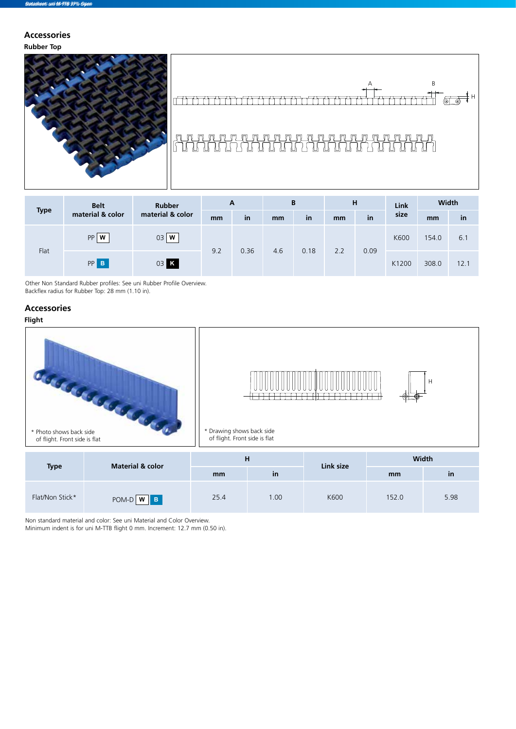## Accessories

### Rubber Top

| Type | Belt material & color | Rubber material & color | A | | B | | H | | Link size | Width | |
|---|---|---|---|---|---|---|---|---|---|---|---|
| | | | mm | in | mm | in | mm | in | | mm | in |
| Flat | PP W | 03 W | 9.2 | 0.36 | 4.6 | 0.18 | 2.2 | 0.09 | K600 | 154.0 | 6.1 |
| | PP B | 03 K | | | | | | | K1200 | 308.0 | 12.1 |

Other Non Standard Rubber profiles: See uni Rubber Profile Overview.
Backflex radius for Rubber Top: 28 mm (1.10 in).

## Accessories

### Flight

\* Photo shows back side of flight. Front side is flat

\* Drawing shows back side of flight. Front side is flat

| Type | Material & color | H | | Link size | Width | |
|---|---|---|---|---|---|---|
| | | mm | in | | mm | in |
| Flat/Non Stick* | POM-D W B | 25.4 | 1.00 | K600 | 152.0 | 5.98 |

Non standard material and color: See uni Material and Color Overview.
Minimum indent is for uni M-TTB flight 0 mm. Increment: 12.7 mm (0.50 in).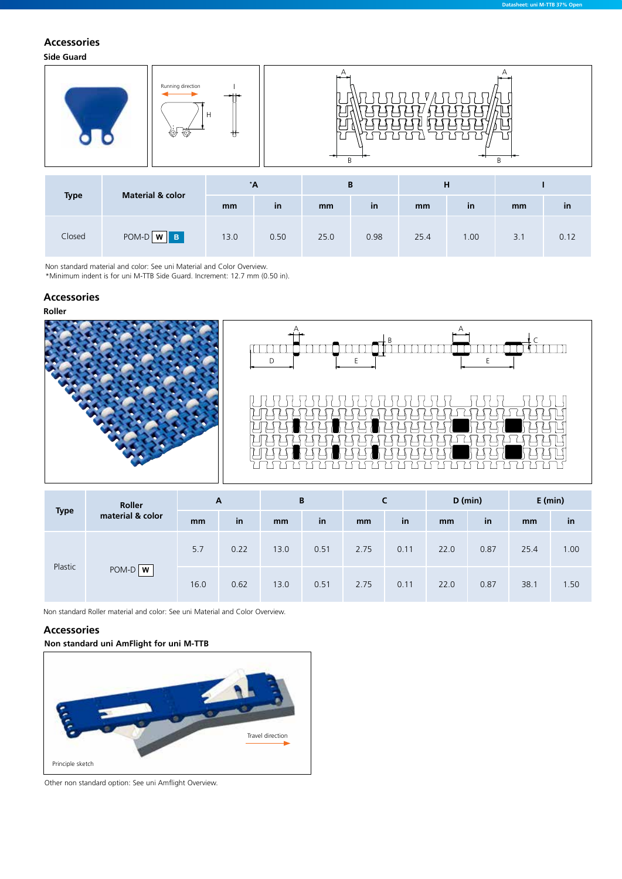## Accessories

### Side Guard

| Type | Material & color | *A | | B | | H | | I | |
|---|---|---|---|---|---|---|---|---|---|
| | | mm | in | mm | in | mm | in | mm | in |
| Closed | POM-D W B | 13.0 | 0.50 | 25.0 | 0.98 | 25.4 | 1.00 | 3.1 | 0.12 |

Non standard material and color: See uni Material and Color Overview.
*Minimum indent is for uni M-TTB Side Guard. Increment: 12.7 mm (0.50 in).

## Accessories

### Roller

| Type | Roller material & color | A | | B | | C | | D (min) | | E (min) | |
|---|---|---|---|---|---|---|---|---|---|---|---|
| | | mm | in | mm | in | mm | in | mm | in | mm | in |
| Plastic | POM-D W | 5.7 | 0.22 | 13.0 | 0.51 | 2.75 | 0.11 | 22.0 | 0.87 | 25.4 | 1.00 |
| | | 16.0 | 0.62 | 13.0 | 0.51 | 2.75 | 0.11 | 22.0 | 0.87 | 38.1 | 1.50 |

Non standard Roller material and color: See uni Material and Color Overview.

## Accessories

### Non standard uni AmFlight for uni M-TTB

Travel direction

Principle sketch

Other non standard option: See uni Amflight Overview.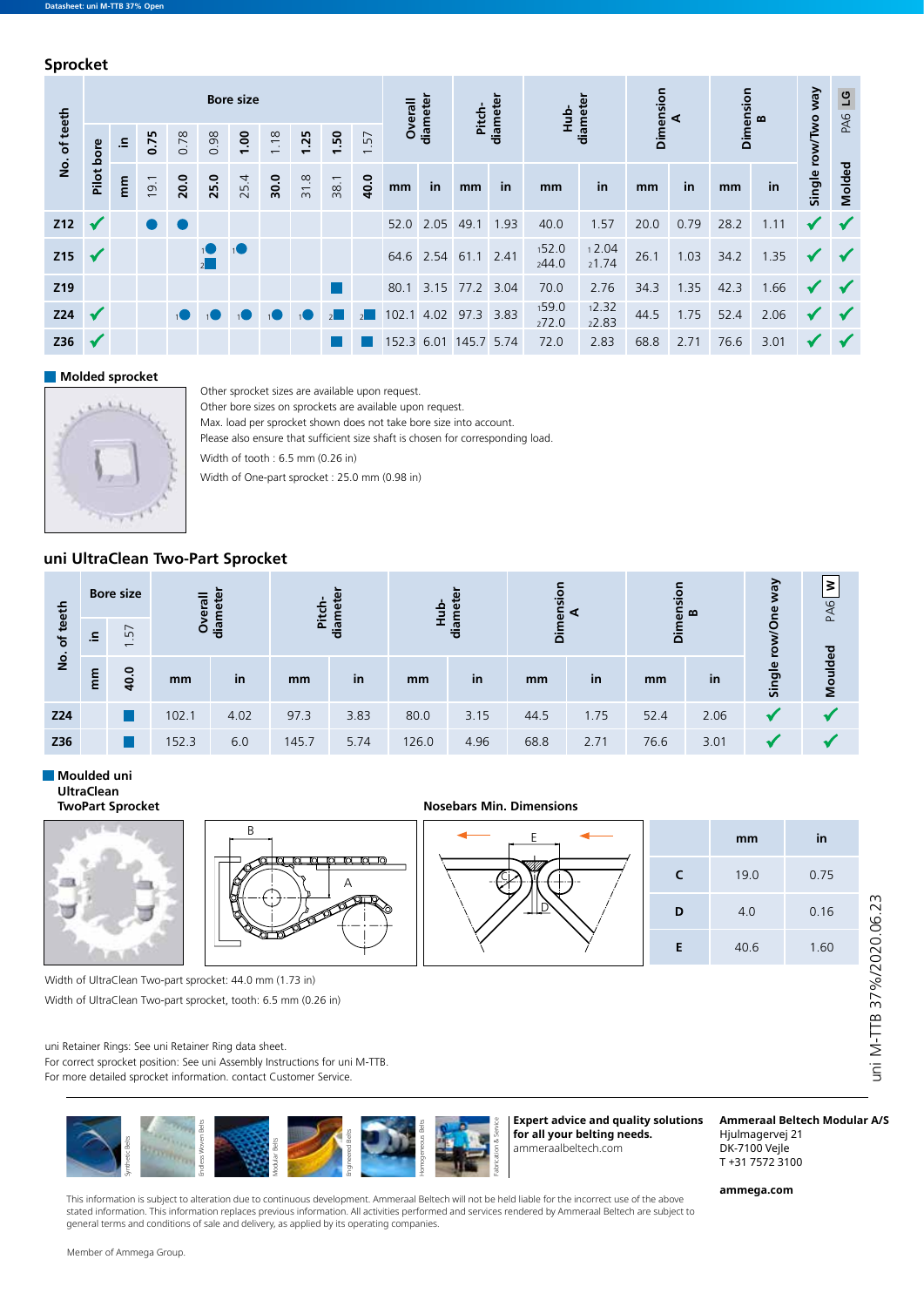## Sprocket

| No. of teeth | Bore size | | | | | | | | | | Overall diameter | | Pitch-diameter | | Hub-diameter | | Dimension A | | Dimension B | | Single row/Two way | PA6 LG |
|---|---|---|---|---|---|---|---|---|---|---|---|---|---|---|---|---|---|---|---|---|---|---|
| | Pilot bore | in | 0.75 | 0.78 | 0.98 | 1.00 | 1.18 | 1.25 | 1.50 | 1.57 | | | | | | | | | | | | Molded |
| | | mm | 19.1 | 20.0 | 25.0 | 25.4 | 30.0 | 31.8 | 38.1 | 40.0 | mm | in | mm | in | mm | in | mm | in | mm | in | | |
| Z12 | ✓ | | ● | ● | | | | | | | 52.0 | 2.05 | 49.1 | 1.93 | 40.0 | 1.57 | 20.0 | 0.79 | 28.2 | 1.11 | ✓ | ✓ |
| Z15 | ✓ | | | | 1● 2■ | 1● | | | | | 64.6 | 2.54 | 61.1 | 2.41 | 1 52.0 2 44.0 | 1 2.04 2 1.74 | 26.1 | 1.03 | 34.2 | 1.35 | ✓ | ✓ |
| Z19 | | | | | | | | | ■ | | 80.1 | 3.15 | 77.2 | 3.04 | 70.0 | 2.76 | 34.3 | 1.35 | 42.3 | 1.66 | ✓ | ✓ |
| Z24 | ✓ | | | 1● | 1● | 1● | 1● | 1● | 2■ | 2■ | 102.1 | 4.02 | 97.3 | 3.83 | 1 59.0 2 72.0 | 1 2.32 2 2.83 | 44.5 | 1.75 | 52.4 | 2.06 | ✓ | ✓ |
| Z36 | ✓ | | | | | | | | ■ | ■ | 152.3 | 6.01 | 145.7 | 5.74 | 72.0 | 2.83 | 68.8 | 2.71 | 76.6 | 3.01 | ✓ | ✓ |

■ Molded sprocket

Other sprocket sizes are available upon request.
Other bore sizes on sprockets are available upon request.
Max. load per sprocket shown does not take bore size into account.
Please also ensure that sufficient size shaft is chosen for corresponding load.

Width of tooth : 6.5 mm (0.26 in)

Width of One-part sprocket : 25.0 mm (0.98 in)

## uni UltraClean Two-Part Sprocket

| No. of teeth | Bore size | | Overall diameter | | Pitch-diameter | | Hub-diameter | | Dimension A | | Dimension B | | Single row/One way | PA6 W |
|---|---|---|---|---|---|---|---|---|---|---|---|---|---|---|
| | in | 1.57 | | | | | | | | | | | | Moulded |
| | mm | 40.0 | mm | in | mm | in | mm | in | mm | in | mm | in | | |
| Z24 | | ■ | 102.1 | 4.02 | 97.3 | 3.83 | 80.0 | 3.15 | 44.5 | 1.75 | 52.4 | 2.06 | ✓ | ✓ |
| Z36 | | ■ | 152.3 | 6.0 | 145.7 | 5.74 | 126.0 | 4.96 | 68.8 | 2.71 | 76.6 | 3.01 | ✓ | ✓ |

■ Moulded uni UltraClean TwoPart Sprocket

B

A

**Nosebars Min. Dimensions**

E

C

D

| | mm | in |
|---|---|---|
| C | 19.0 | 0.75 |
| D | 4.0 | 0.16 |
| E | 40.6 | 1.60 |

Width of UltraClean Two-part sprocket: 44.0 mm (1.73 in)

Width of UltraClean Two-part sprocket, tooth: 6.5 mm (0.26 in)

uni Retainer Rings: See uni Retainer Ring data sheet.
For correct sprocket position: See uni Assembly Instructions for uni M-TTB.
For more detailed sprocket information. contact Customer Service.

uni M-TTB 37%/2020.06.23

Synthetic Belts | Endless Woven Belts | Modular Belts | Engineered Belts | Homogeneous Belts | Fabrication & Service

**Expert advice and quality solutions for all your belting needs.**
ammeraalbeltech.com

**Ammeraal Beltech Modular A/S**
Hjulmagervej 21
DK-7100 Vejle
T +31 7572 3100

**ammega.com**

This information is subject to alteration due to continuous development. Ammeraal Beltech will not be held liable for the incorrect use of the above stated information. This information replaces previous information. All activities performed and services rendered by Ammeraal Beltech are subject to general terms and conditions of sale and delivery, as applied by its operating companies.

Member of Ammega Group.